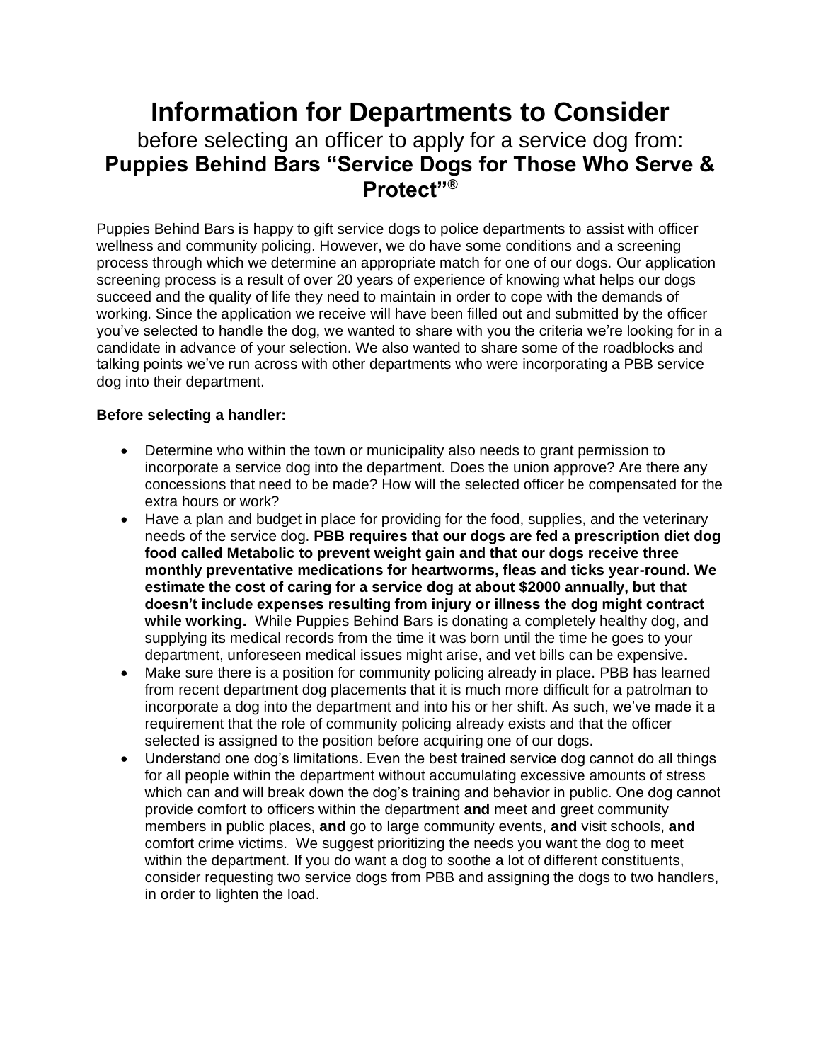# Information for Departments to Consider

before selecting an officer to apply for a service dog from:

**Puppies Behind Bars "Service Dogs for Those Who Serve & Protect"®**

Puppies Behind Bars is happy to gift service dogs to police departments to assist with officer wellness and community policing. However, we do have some conditions and a screening process through which we determine an appropriate match for one of our dogs. Our application screening process is a result of over 20 years of experience of knowing what helps our dogs succeed and the quality of life they need to maintain in order to cope with the demands of working. Since the application we receive will have been filled out and submitted by the officer you've selected to handle the dog, we wanted to share with you the criteria we're looking for in a candidate in advance of your selection. We also wanted to share some of the roadblocks and talking points we've run across with other departments who were incorporating a PBB service dog into their department.

**Before selecting a handler:**

- Determine who within the town or municipality also needs to grant permission to incorporate a service dog into the department. Does the union approve? Are there any concessions that need to be made? How will the selected officer be compensated for the extra hours or work?
- Have a plan and budget in place for providing for the food, supplies, and the veterinary needs of the service dog. **PBB requires that our dogs are fed a prescription diet dog food called Metabolic to prevent weight gain and that our dogs receive three monthly preventative medications for heartworms, fleas and ticks year-round. We estimate the cost of caring for a service dog at about $2000 annually, but that doesn't include expenses resulting from injury or illness the dog might contract while working.** While Puppies Behind Bars is donating a completely healthy dog, and supplying its medical records from the time it was born until the time he goes to your department, unforeseen medical issues might arise, and vet bills can be expensive.
- Make sure there is a position for community policing already in place. PBB has learned from recent department dog placements that it is much more difficult for a patrolman to incorporate a dog into the department and into his or her shift. As such, we've made it a requirement that the role of community policing already exists and that the officer selected is assigned to the position before acquiring one of our dogs.
- Understand one dog's limitations. Even the best trained service dog cannot do all things for all people within the department without accumulating excessive amounts of stress which can and will break down the dog's training and behavior in public. One dog cannot provide comfort to officers within the department **and** meet and greet community members in public places, **and** go to large community events, **and** visit schools, **and** comfort crime victims. We suggest prioritizing the needs you want the dog to meet within the department. If you do want a dog to soothe a lot of different constituents, consider requesting two service dogs from PBB and assigning the dogs to two handlers, in order to lighten the load.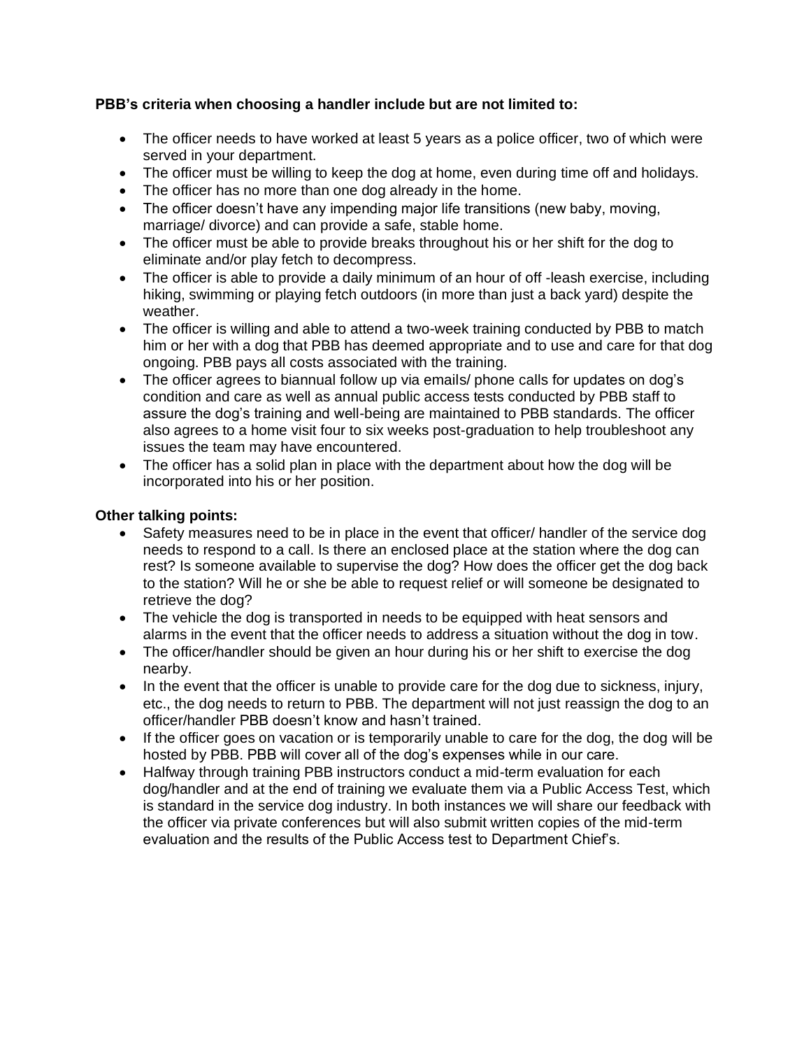**PBB's criteria when choosing a handler include but are not limited to:**

- The officer needs to have worked at least 5 years as a police officer, two of which were served in your department.
- The officer must be willing to keep the dog at home, even during time off and holidays.
- The officer has no more than one dog already in the home.
- The officer doesn't have any impending major life transitions (new baby, moving, marriage/ divorce) and can provide a safe, stable home.
- The officer must be able to provide breaks throughout his or her shift for the dog to eliminate and/or play fetch to decompress.
- The officer is able to provide a daily minimum of an hour of off -leash exercise, including hiking, swimming or playing fetch outdoors (in more than just a back yard) despite the weather.
- The officer is willing and able to attend a two-week training conducted by PBB to match him or her with a dog that PBB has deemed appropriate and to use and care for that dog ongoing. PBB pays all costs associated with the training.
- The officer agrees to biannual follow up via emails/ phone calls for updates on dog's condition and care as well as annual public access tests conducted by PBB staff to assure the dog's training and well-being are maintained to PBB standards. The officer also agrees to a home visit four to six weeks post-graduation to help troubleshoot any issues the team may have encountered.
- The officer has a solid plan in place with the department about how the dog will be incorporated into his or her position.

**Other talking points:**

- Safety measures need to be in place in the event that officer/ handler of the service dog needs to respond to a call. Is there an enclosed place at the station where the dog can rest? Is someone available to supervise the dog? How does the officer get the dog back to the station? Will he or she be able to request relief or will someone be designated to retrieve the dog?
- The vehicle the dog is transported in needs to be equipped with heat sensors and alarms in the event that the officer needs to address a situation without the dog in tow.
- The officer/handler should be given an hour during his or her shift to exercise the dog nearby.
- In the event that the officer is unable to provide care for the dog due to sickness, injury, etc., the dog needs to return to PBB. The department will not just reassign the dog to an officer/handler PBB doesn't know and hasn't trained.
- If the officer goes on vacation or is temporarily unable to care for the dog, the dog will be hosted by PBB. PBB will cover all of the dog's expenses while in our care.
- Halfway through training PBB instructors conduct a mid-term evaluation for each dog/handler and at the end of training we evaluate them via a Public Access Test, which is standard in the service dog industry. In both instances we will share our feedback with the officer via private conferences but will also submit written copies of the mid-term evaluation and the results of the Public Access test to Department Chief's.